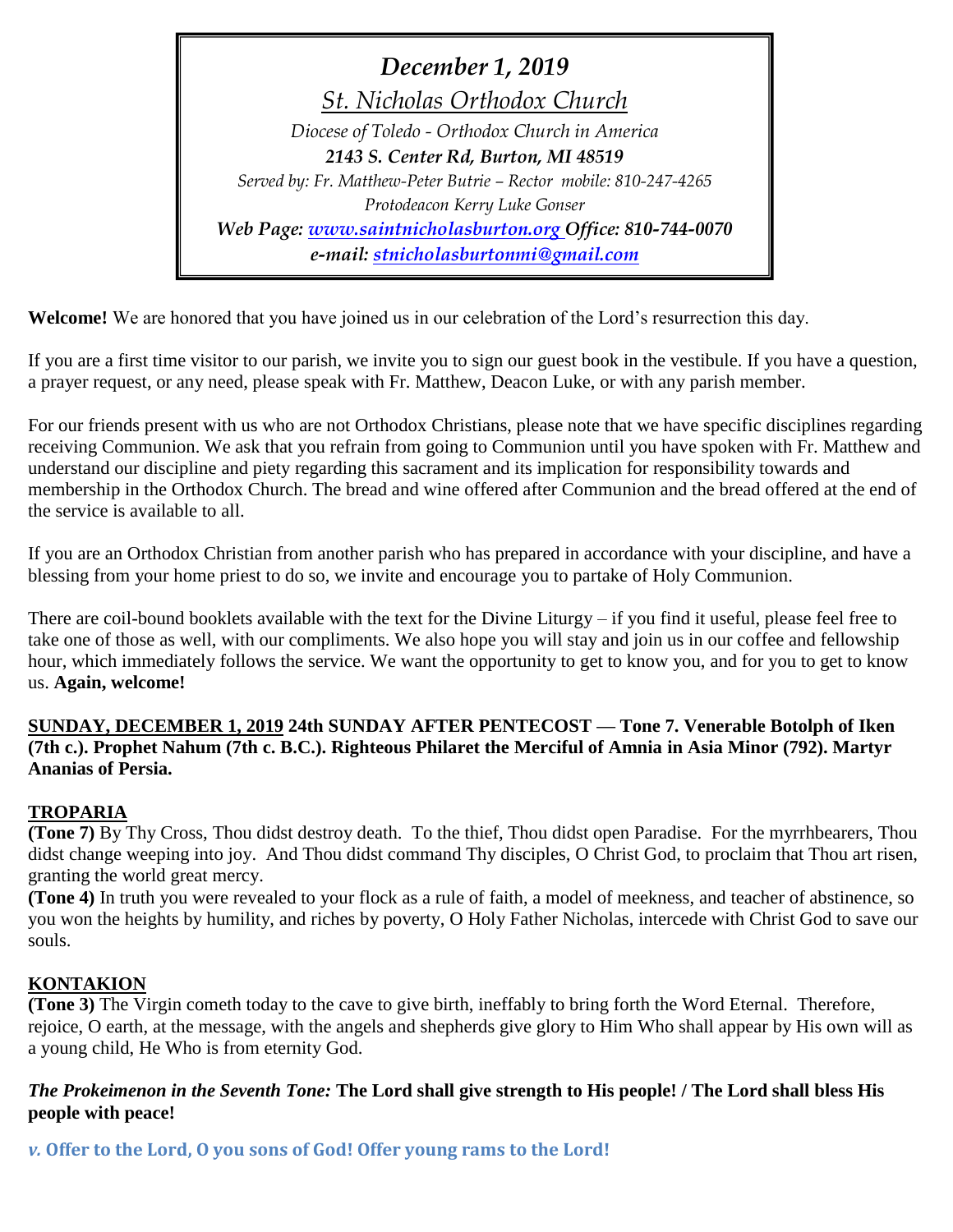*December 1, 2019*

*St. Nicholas Orthodox Church*

*Diocese of Toledo - Orthodox Church in America*

***2143 S. Center Rd, Burton, MI 48519***

*Served by: Fr. Matthew-Peter Butrie – Rector mobile: 810-247-4265*

*Protodeacon Kerry Luke Gonser*

***Web Page: [www.saintnicholasburton.org](http://www.saintnicholasburton.org) Office: 810-744-0070***

***e-mail: [stnicholasburtonmi@gmail.com](mailto:stnicholasburtonmi@gmail.com)***

**Welcome!** We are honored that you have joined us in our celebration of the Lord's resurrection this day.

If you are a first time visitor to our parish, we invite you to sign our guest book in the vestibule. If you have a question, a prayer request, or any need, please speak with Fr. Matthew, Deacon Luke, or with any parish member.

For our friends present with us who are not Orthodox Christians, please note that we have specific disciplines regarding receiving Communion. We ask that you refrain from going to Communion until you have spoken with Fr. Matthew and understand our discipline and piety regarding this sacrament and its implication for responsibility towards and membership in the Orthodox Church. The bread and wine offered after Communion and the bread offered at the end of the service is available to all.

If you are an Orthodox Christian from another parish who has prepared in accordance with your discipline, and have a blessing from your home priest to do so, we invite and encourage you to partake of Holy Communion.

There are coil-bound booklets available with the text for the Divine Liturgy – if you find it useful, please feel free to take one of those as well, with our compliments. We also hope you will stay and join us in our coffee and fellowship hour, which immediately follows the service. We want the opportunity to get to know you, and for you to get to know us. **Again, welcome!**

**SUNDAY, DECEMBER 1, 2019 24th SUNDAY AFTER PENTECOST — Tone 7. Venerable Botolph of Iken (7th c.). Prophet Nahum (7th c. B.C.). Righteous Philaret the Merciful of Amnia in Asia Minor (792). Martyr Ananias of Persia.**

## TROPARIA

**(Tone 7)** By Thy Cross, Thou didst destroy death. To the thief, Thou didst open Paradise. For the myrrhbearers, Thou didst change weeping into joy. And Thou didst command Thy disciples, O Christ God, to proclaim that Thou art risen, granting the world great mercy.

**(Tone 4)** In truth you were revealed to your flock as a rule of faith, a model of meekness, and teacher of abstinence, so you won the heights by humility, and riches by poverty, O Holy Father Nicholas, intercede with Christ God to save our souls.

## KONTAKION

**(Tone 3)** The Virgin cometh today to the cave to give birth, ineffably to bring forth the Word Eternal. Therefore, rejoice, O earth, at the message, with the angels and shepherds give glory to Him Who shall appear by His own will as a young child, He Who is from eternity God.

***The Prokeimenon in the Seventh Tone:*** **The Lord shall give strength to His people! / The Lord shall bless His people with peace!**

***v.*** **Offer to the Lord, O you sons of God! Offer young rams to the Lord!**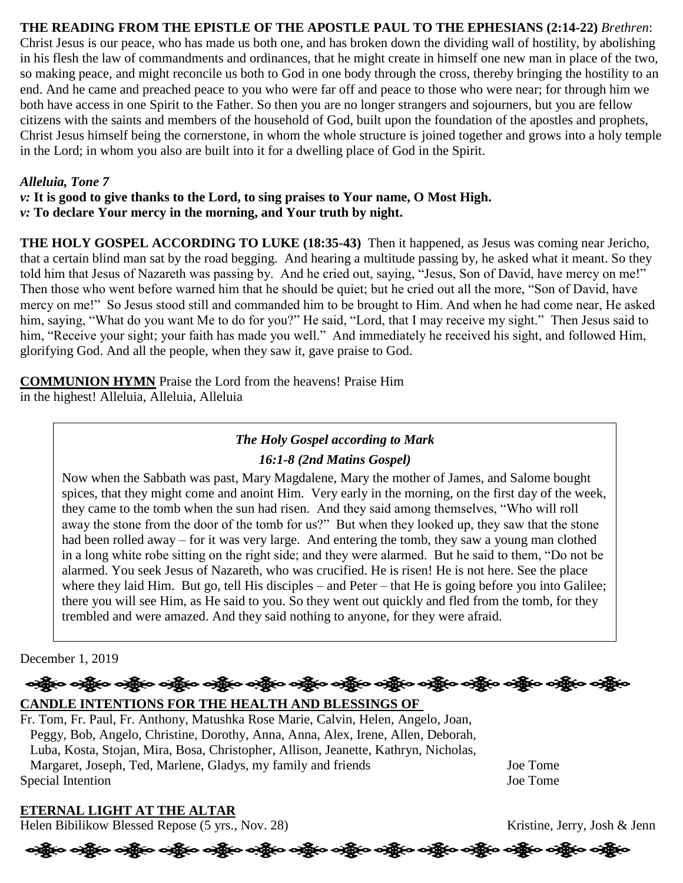**THE READING FROM THE EPISTLE OF THE APOSTLE PAUL TO THE EPHESIANS (2:14-22)** *Brethren*: Christ Jesus is our peace, who has made us both one, and has broken down the dividing wall of hostility, by abolishing in his flesh the law of commandments and ordinances, that he might create in himself one new man in place of the two, so making peace, and might reconcile us both to God in one body through the cross, thereby bringing the hostility to an end. And he came and preached peace to you who were far off and peace to those who were near; for through him we both have access in one Spirit to the Father. So then you are no longer strangers and sojourners, but you are fellow citizens with the saints and members of the household of God, built upon the foundation of the apostles and prophets, Christ Jesus himself being the cornerstone, in whom the whole structure is joined together and grows into a holy temple in the Lord; in whom you also are built into it for a dwelling place of God in the Spirit.

***Alleluia, Tone 7***
***v:* It is good to give thanks to the Lord, to sing praises to Your name, O Most High.**
***v:* To declare Your mercy in the morning, and Your truth by night.**

**THE HOLY GOSPEL ACCORDING TO LUKE (18:35-43)** Then it happened, as Jesus was coming near Jericho, that a certain blind man sat by the road begging. And hearing a multitude passing by, he asked what it meant. So they told him that Jesus of Nazareth was passing by. And he cried out, saying, "Jesus, Son of David, have mercy on me!" Then those who went before warned him that he should be quiet; but he cried out all the more, "Son of David, have mercy on me!" So Jesus stood still and commanded him to be brought to Him. And when he had come near, He asked him, saying, "What do you want Me to do for you?" He said, "Lord, that I may receive my sight." Then Jesus said to him, "Receive your sight; your faith has made you well." And immediately he received his sight, and followed Him, glorifying God. And all the people, when they saw it, gave praise to God.

**COMMUNION HYMN** Praise the Lord from the heavens! Praise Him in the highest! Alleluia, Alleluia, Alleluia

***The Holy Gospel according to Mark***
***16:1-8 (2nd Matins Gospel)***

Now when the Sabbath was past, Mary Magdalene, Mary the mother of James, and Salome bought spices, that they might come and anoint Him. Very early in the morning, on the first day of the week, they came to the tomb when the sun had risen. And they said among themselves, "Who will roll away the stone from the door of the tomb for us?" But when they looked up, they saw that the stone had been rolled away – for it was very large. And entering the tomb, they saw a young man clothed in a long white robe sitting on the right side; and they were alarmed. But he said to them, "Do not be alarmed. You seek Jesus of Nazareth, who was crucified. He is risen! He is not here. See the place where they laid Him. But go, tell His disciples – and Peter – that He is going before you into Galilee; there you will see Him, as He said to you. So they went out quickly and fled from the tomb, for they trembled and were amazed. And they said nothing to anyone, for they were afraid.

December 1, 2019

**CANDLE INTENTIONS FOR THE HEALTH AND BLESSINGS OF**

Fr. Tom, Fr. Paul, Fr. Anthony, Matushka Rose Marie, Calvin, Helen, Angelo, Joan, Peggy, Bob, Angelo, Christine, Dorothy, Anna, Anna, Alex, Irene, Allen, Deborah, Luba, Kosta, Stojan, Mira, Bosa, Christopher, Allison, Jeanette, Kathryn, Nicholas, Margaret, Joseph, Ted, Marlene, Gladys, my family and friends — Joe Tome
Special Intention — Joe Tome

**ETERNAL LIGHT AT THE ALTAR**

Helen Bibilikow Blessed Repose (5 yrs., Nov. 28) — Kristine, Jerry, Josh & Jenn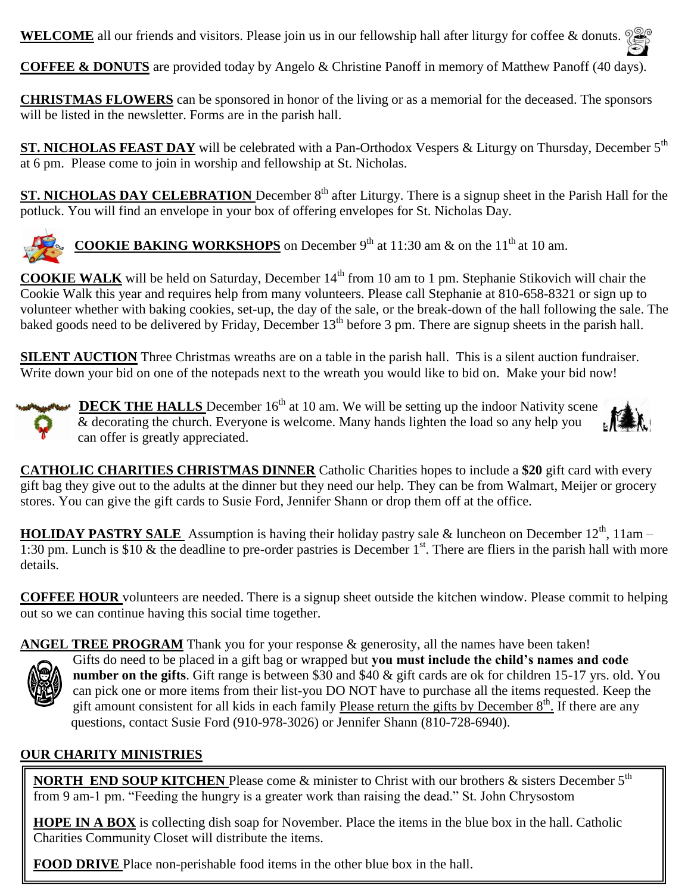**WELCOME** all our friends and visitors. Please join us in our fellowship hall after liturgy for coffee & donuts.

**COFFEE & DONUTS** are provided today by Angelo & Christine Panoff in memory of Matthew Panoff (40 days).

**CHRISTMAS FLOWERS** can be sponsored in honor of the living or as a memorial for the deceased. The sponsors will be listed in the newsletter. Forms are in the parish hall.

**ST. NICHOLAS FEAST DAY** will be celebrated with a Pan-Orthodox Vespers & Liturgy on Thursday, December 5th at 6 pm. Please come to join in worship and fellowship at St. Nicholas.

**ST. NICHOLAS DAY CELEBRATION** December 8th after Liturgy. There is a signup sheet in the Parish Hall for the potluck. You will find an envelope in your box of offering envelopes for St. Nicholas Day.

**COOKIE BAKING WORKSHOPS** on December 9th at 11:30 am & on the 11th at 10 am.

**COOKIE WALK** will be held on Saturday, December 14th from 10 am to 1 pm. Stephanie Stikovich will chair the Cookie Walk this year and requires help from many volunteers. Please call Stephanie at 810-658-8321 or sign up to volunteer whether with baking cookies, set-up, the day of the sale, or the break-down of the hall following the sale. The baked goods need to be delivered by Friday, December 13th before 3 pm. There are signup sheets in the parish hall.

**SILENT AUCTION** Three Christmas wreaths are on a table in the parish hall. This is a silent auction fundraiser. Write down your bid on one of the notepads next to the wreath you would like to bid on. Make your bid now!

**DECK THE HALLS** December 16th at 10 am. We will be setting up the indoor Nativity scene & decorating the church. Everyone is welcome. Many hands lighten the load so any help you can offer is greatly appreciated.

**CATHOLIC CHARITIES CHRISTMAS DINNER** Catholic Charities hopes to include a **$20** gift card with every gift bag they give out to the adults at the dinner but they need our help. They can be from Walmart, Meijer or grocery stores. You can give the gift cards to Susie Ford, Jennifer Shann or drop them off at the office.

**HOLIDAY PASTRY SALE** Assumption is having their holiday pastry sale & luncheon on December 12th, 11am – 1:30 pm. Lunch is $10 & the deadline to pre-order pastries is December 1st. There are fliers in the parish hall with more details.

**COFFEE HOUR** volunteers are needed. There is a signup sheet outside the kitchen window. Please commit to helping out so we can continue having this social time together.

**ANGEL TREE PROGRAM** Thank you for your response & generosity, all the names have been taken! Gifts do need to be placed in a gift bag or wrapped but **you must include the child's names and code number on the gifts**. Gift range is between $30 and $40 & gift cards are ok for children 15-17 yrs. old. You can pick one or more items from their list-you DO NOT have to purchase all the items requested. Keep the gift amount consistent for all kids in each family Please return the gifts by December 8th. If there are any questions, contact Susie Ford (910-978-3026) or Jennifer Shann (810-728-6940).

## OUR CHARITY MINISTRIES

**NORTH END SOUP KITCHEN** Please come & minister to Christ with our brothers & sisters December 5th from 9 am-1 pm. "Feeding the hungry is a greater work than raising the dead." St. John Chrysostom

**HOPE IN A BOX** is collecting dish soap for November. Place the items in the blue box in the hall. Catholic Charities Community Closet will distribute the items.

**FOOD DRIVE** Place non-perishable food items in the other blue box in the hall.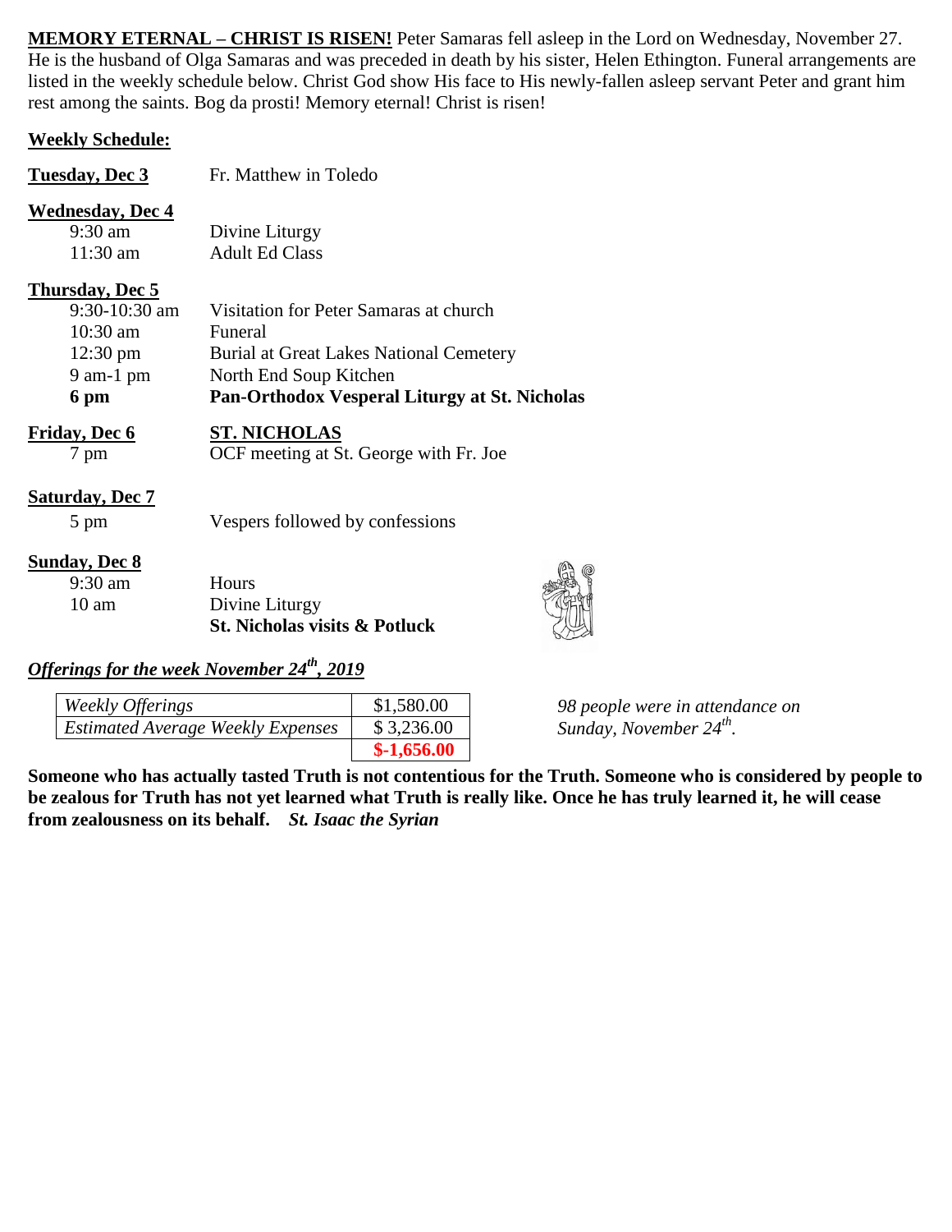**MEMORY ETERNAL – CHRIST IS RISEN!** Peter Samaras fell asleep in the Lord on Wednesday, November 27. He is the husband of Olga Samaras and was preceded in death by his sister, Helen Ethington. Funeral arrangements are listed in the weekly schedule below. Christ God show His face to His newly-fallen asleep servant Peter and grant him rest among the saints. Bog da prosti! Memory eternal! Christ is risen!

**Weekly Schedule:**

**Tuesday, Dec 3** Fr. Matthew in Toledo

**Wednesday, Dec 4**

9:30 am Divine Liturgy
11:30 am Adult Ed Class

**Thursday, Dec 5**

9:30-10:30 am Visitation for Peter Samaras at church
10:30 am Funeral
12:30 pm Burial at Great Lakes National Cemetery
9 am-1 pm North End Soup Kitchen
**6 pm Pan-Orthodox Vesperal Liturgy at St. Nicholas**

**Friday, Dec 6** **ST. NICHOLAS**

7 pm OCF meeting at St. George with Fr. Joe

**Saturday, Dec 7**

5 pm Vespers followed by confessions

**Sunday, Dec 8**

9:30 am Hours
10 am Divine Liturgy
**St. Nicholas visits & Potluck**

***Offerings for the week November 24th, 2019***

| | |
|---|---|
| *Weekly Offerings* | $1,580.00 |
| *Estimated Average Weekly Expenses* | $ 3,236.00 |
| | **$-1,656.00** |

*98 people were in attendance on Sunday, November 24th.*

**Someone who has actually tasted Truth is not contentious for the Truth. Someone who is considered by people to be zealous for Truth has not yet learned what Truth is really like. Once he has truly learned it, he will cease from zealousness on its behalf.** ***St. Isaac the Syrian***